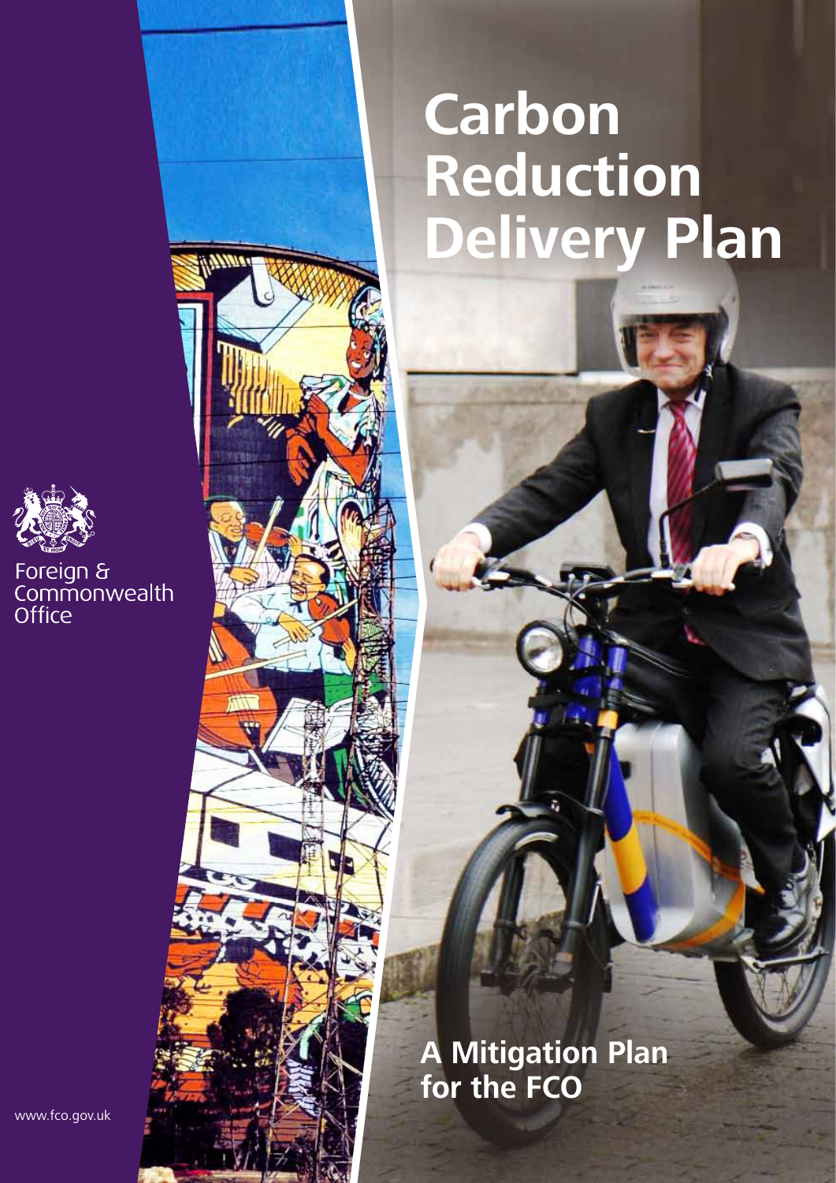# Carbon Reduction Delivery Plan

Foreign & Commonwealth Office

## A Mitigation Plan for the FCO

www.fco.gov.uk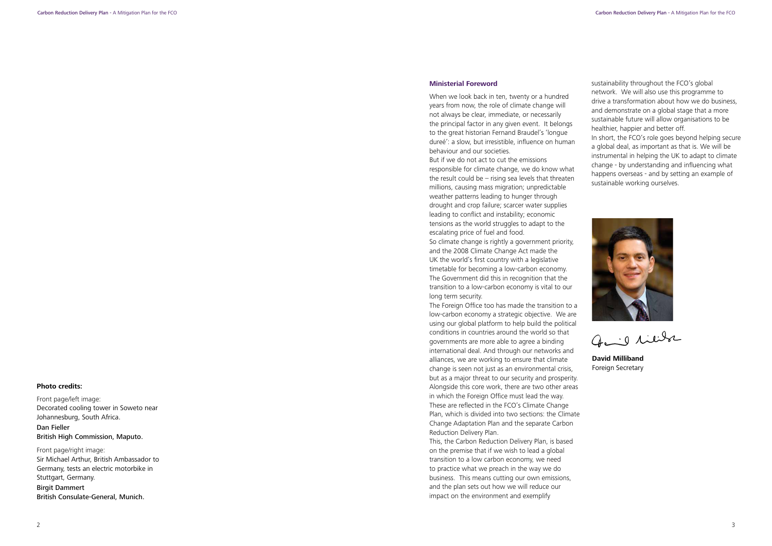**Photo credits:**

Front page/left image:
Decorated cooling tower in Soweto near Johannesburg, South Africa.

Dan Fieller
British High Commission, Maputo.

Front page/right image:
Sir Michael Arthur, British Ambassador to Germany, tests an electric motorbike in Stuttgart, Germany.

Birgit Dammert
British Consulate-General, Munich.

## Ministerial Foreword

When we look back in ten, twenty or a hundred years from now, the role of climate change will not always be clear, immediate, or necessarily the principal factor in any given event. It belongs to the great historian Fernand Braudel's 'longue dureé': a slow, but irresistible, influence on human behaviour and our societies.

But if we do not act to cut the emissions responsible for climate change, we do know what the result could be – rising sea levels that threaten millions, causing mass migration; unpredictable weather patterns leading to hunger through drought and crop failure; scarcer water supplies leading to conflict and instability; economic tensions as the world struggles to adapt to the escalating price of fuel and food.

So climate change is rightly a government priority, and the 2008 Climate Change Act made the UK the world's first country with a legislative timetable for becoming a low-carbon economy. The Government did this in recognition that the transition to a low-carbon economy is vital to our long term security.

The Foreign Office too has made the transition to a low-carbon economy a strategic objective. We are using our global platform to help build the political conditions in countries around the world so that governments are more able to agree a binding international deal. And through our networks and alliances, we are working to ensure that climate change is seen not just as an environmental crisis, but as a major threat to our security and prosperity. Alongside this core work, there are two other areas in which the Foreign Office must lead the way. These are reflected in the FCO's Climate Change Plan, which is divided into two sections: the Climate Change Adaptation Plan and the separate Carbon Reduction Delivery Plan.

This, the Carbon Reduction Delivery Plan, is based on the premise that if we wish to lead a global transition to a low carbon economy, we need to practice what we preach in the way we do business. This means cutting our own emissions, and the plan sets out how we will reduce our impact on the environment and exemplify sustainability throughout the FCO's global network. We will also use this programme to drive a transformation about how we do business, and demonstrate on a global stage that a more sustainable future will allow organisations to be healthier, happier and better off.

In short, the FCO's role goes beyond helping secure a global deal, as important as that is. We will be instrumental in helping the UK to adapt to climate change - by understanding and influencing what happens overseas - and by setting an example of sustainable working ourselves.

**David Milliband**
Foreign Secretary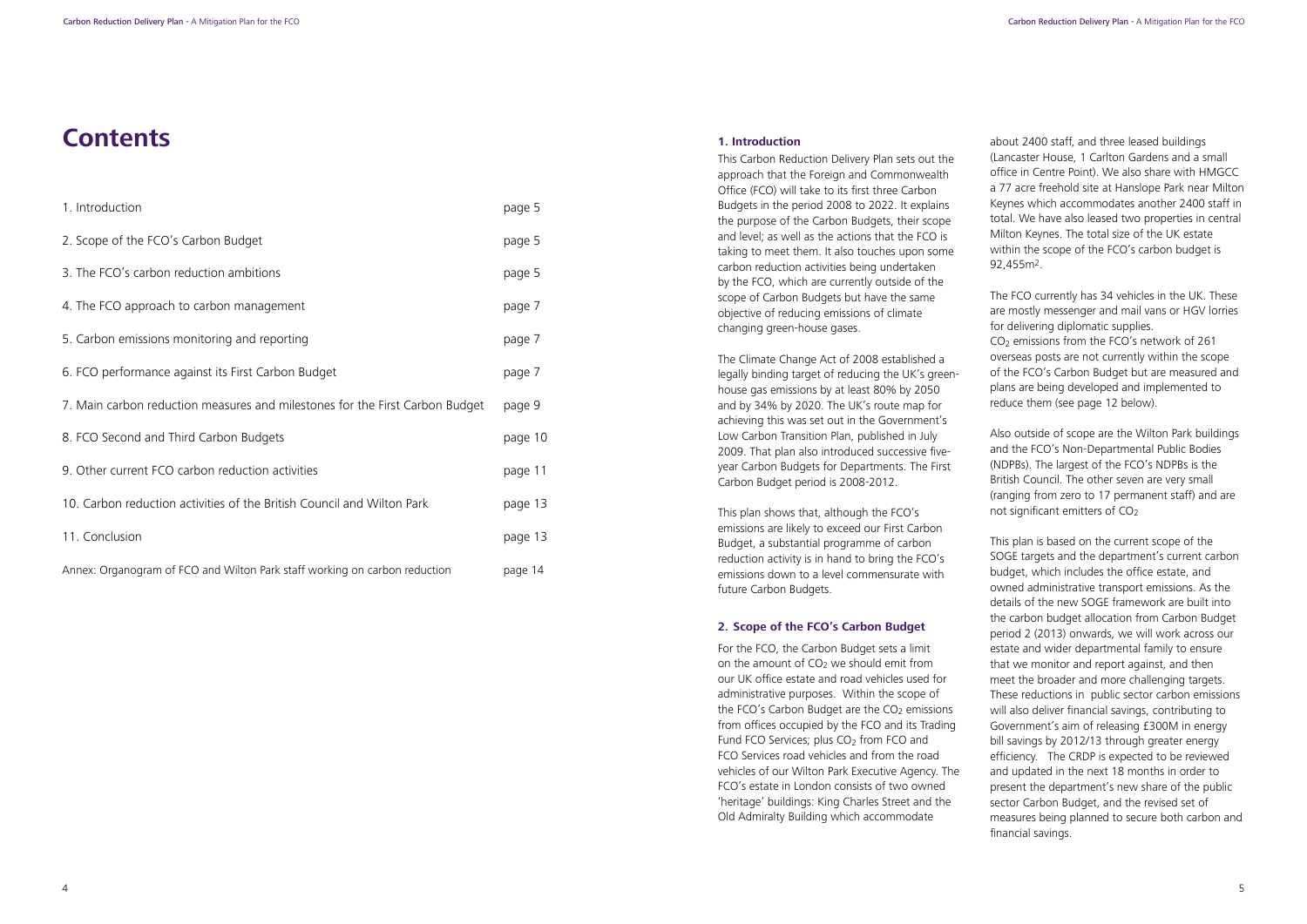# Contents

| | |
|---|---|
| 1. Introduction | page 5 |
| 2. Scope of the FCO's Carbon Budget | page 5 |
| 3. The FCO's carbon reduction ambitions | page 5 |
| 4. The FCO approach to carbon management | page 7 |
| 5. Carbon emissions monitoring and reporting | page 7 |
| 6. FCO performance against its First Carbon Budget | page 7 |
| 7. Main carbon reduction measures and milestones for the First Carbon Budget | page 9 |
| 8. FCO Second and Third Carbon Budgets | page 10 |
| 9. Other current FCO carbon reduction activities | page 11 |
| 10. Carbon reduction activities of the British Council and Wilton Park | page 13 |
| 11. Conclusion | page 13 |
| Annex: Organogram of FCO and Wilton Park staff working on carbon reduction | page 14 |

### 1. Introduction

This Carbon Reduction Delivery Plan sets out the approach that the Foreign and Commonwealth Office (FCO) will take to its first three Carbon Budgets in the period 2008 to 2022. It explains the purpose of the Carbon Budgets, their scope and level; as well as the actions that the FCO is taking to meet them. It also touches upon some carbon reduction activities being undertaken by the FCO, which are currently outside of the scope of Carbon Budgets but have the same objective of reducing emissions of climate changing green-house gases.

The Climate Change Act of 2008 established a legally binding target of reducing the UK's green-house gas emissions by at least 80% by 2050 and by 34% by 2020. The UK's route map for achieving this was set out in the Government's Low Carbon Transition Plan, published in July 2009. That plan also introduced successive five-year Carbon Budgets for Departments. The First Carbon Budget period is 2008-2012.

This plan shows that, although the FCO's emissions are likely to exceed our First Carbon Budget, a substantial programme of carbon reduction activity is in hand to bring the FCO's emissions down to a level commensurate with future Carbon Budgets.

### 2. Scope of the FCO's Carbon Budget

For the FCO, the Carbon Budget sets a limit on the amount of $CO_2$ we should emit from our UK office estate and road vehicles used for administrative purposes. Within the scope of the FCO's Carbon Budget are the $CO_2$ emissions from offices occupied by the FCO and its Trading Fund FCO Services; plus $CO_2$ from FCO and FCO Services road vehicles and from the road vehicles of our Wilton Park Executive Agency. The FCO's estate in London consists of two owned 'heritage' buildings: King Charles Street and the Old Admiralty Building which accommodate about 2400 staff, and three leased buildings (Lancaster House, 1 Carlton Gardens and a small office in Centre Point). We also share with HMGCC a 77 acre freehold site at Hanslope Park near Milton Keynes which accommodates another 2400 staff in total. We have also leased two properties in central Milton Keynes. The total size of the UK estate within the scope of the FCO's carbon budget is 92,455m$^2$.

The FCO currently has 34 vehicles in the UK. These are mostly messenger and mail vans or HGV lorries for delivering diplomatic supplies.
$CO_2$ emissions from the FCO's network of 261 overseas posts are not currently within the scope of the FCO's Carbon Budget but are measured and plans are being developed and implemented to reduce them (see page 12 below).

Also outside of scope are the Wilton Park buildings and the FCO's Non-Departmental Public Bodies (NDPBs). The largest of the FCO's NDPBs is the British Council. The other seven are very small (ranging from zero to 17 permanent staff) and are not significant emitters of $CO_2$

This plan is based on the current scope of the SOGE targets and the department's current carbon budget, which includes the office estate, and owned administrative transport emissions. As the details of the new SOGE framework are built into the carbon budget allocation from Carbon Budget period 2 (2013) onwards, we will work across our estate and wider departmental family to ensure that we monitor and report against, and then meet the broader and more challenging targets. These reductions in public sector carbon emissions will also deliver financial savings, contributing to Government's aim of releasing £300M in energy bill savings by 2012/13 through greater energy efficiency. The CRDP is expected to be reviewed and updated in the next 18 months in order to present the department's new share of the public sector Carbon Budget, and the revised set of measures being planned to secure both carbon and financial savings.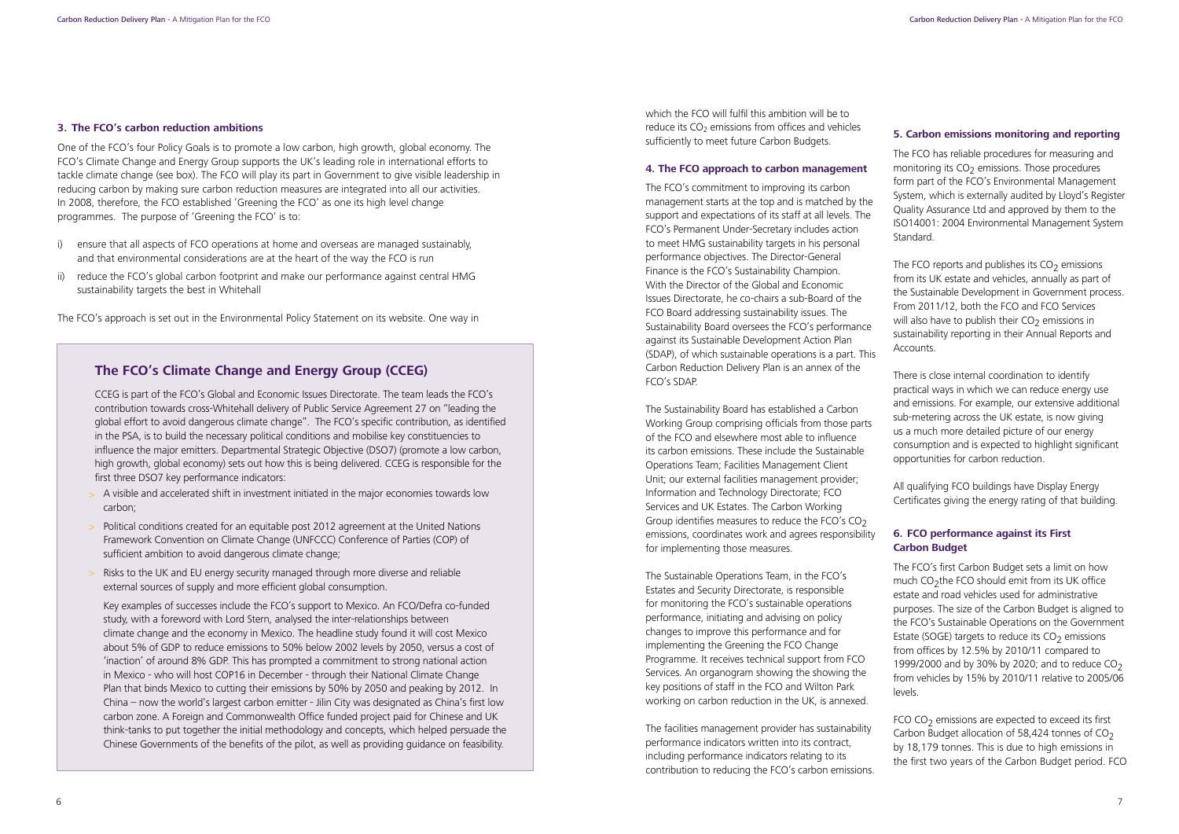### 3. The FCO's carbon reduction ambitions

One of the FCO's four Policy Goals is to promote a low carbon, high growth, global economy. The FCO's Climate Change and Energy Group supports the UK's leading role in international efforts to tackle climate change (see box). The FCO will play its part in Government to give visible leadership in reducing carbon by making sure carbon reduction measures are integrated into all our activities. In 2008, therefore, the FCO established 'Greening the FCO' as one its high level change programmes. The purpose of 'Greening the FCO' is to:

i) ensure that all aspects of FCO operations at home and overseas are managed sustainably, and that environmental considerations are at the heart of the way the FCO is run

ii) reduce the FCO's global carbon footprint and make our performance against central HMG sustainability targets the best in Whitehall

The FCO's approach is set out in the Environmental Policy Statement on its website. One way in which the FCO will fulfil this ambition will be to reduce its $CO_2$ emissions from offices and vehicles sufficiently to meet future Carbon Budgets.

## The FCO's Climate Change and Energy Group (CCEG)

CCEG is part of the FCO's Global and Economic Issues Directorate. The team leads the FCO's contribution towards cross-Whitehall delivery of Public Service Agreement 27 on "leading the global effort to avoid dangerous climate change". The FCO's specific contribution, as identified in the PSA, is to build the necessary political conditions and mobilise key constituencies to influence the major emitters. Departmental Strategic Objective (DSO7) (promote a low carbon, high growth, global economy) sets out how this is being delivered. CCEG is responsible for the first three DSO7 key performance indicators:

- A visible and accelerated shift in investment initiated in the major economies towards low carbon;
- Political conditions created for an equitable post 2012 agreement at the United Nations Framework Convention on Climate Change (UNFCCC) Conference of Parties (COP) of sufficient ambition to avoid dangerous climate change;
- Risks to the UK and EU energy security managed through more diverse and reliable external sources of supply and more efficient global consumption.

Key examples of successes include the FCO's support to Mexico. An FCO/Defra co-funded study, with a foreword with Lord Stern, analysed the inter-relationships between climate change and the economy in Mexico. The headline study found it will cost Mexico about 5% of GDP to reduce emissions to 50% below 2002 levels by 2050, versus a cost of 'inaction' of around 8% GDP. This has prompted a commitment to strong national action in Mexico - who will host COP16 in December - through their National Climate Change Plan that binds Mexico to cutting their emissions by 50% by 2050 and peaking by 2012. In China – now the world's largest carbon emitter - Jilin City was designated as China's first low carbon zone. A Foreign and Commonwealth Office funded project paid for Chinese and UK think-tanks to put together the initial methodology and concepts, which helped persuade the Chinese Governments of the benefits of the pilot, as well as providing guidance on feasibility.

### 4. The FCO approach to carbon management

The FCO's commitment to improving its carbon management starts at the top and is matched by the support and expectations of its staff at all levels. The FCO's Permanent Under-Secretary includes action to meet HMG sustainability targets in his personal performance objectives. The Director-General Finance is the FCO's Sustainability Champion. With the Director of the Global and Economic Issues Directorate, he co-chairs a sub-Board of the FCO Board addressing sustainability issues. The Sustainability Board oversees the FCO's performance against its Sustainable Development Action Plan (SDAP), of which sustainable operations is a part. This Carbon Reduction Delivery Plan is an annex of the FCO's SDAP.

The Sustainability Board has established a Carbon Working Group comprising officials from those parts of the FCO and elsewhere most able to influence its carbon emissions. These include the Sustainable Operations Team; Facilities Management Client Unit; our external facilities management provider; Information and Technology Directorate; FCO Services and UK Estates. The Carbon Working Group identifies measures to reduce the FCO's $CO_2$ emissions, coordinates work and agrees responsibility for implementing those measures.

The Sustainable Operations Team, in the FCO's Estates and Security Directorate, is responsible for monitoring the FCO's sustainable operations performance, initiating and advising on policy changes to improve this performance and for implementing the Greening the FCO Change Programme. It receives technical support from FCO Services. An organogram showing the showing the key positions of staff in the FCO and Wilton Park working on carbon reduction in the UK, is annexed.

The facilities management provider has sustainability performance indicators written into its contract, including performance indicators relating to its contribution to reducing the FCO's carbon emissions.

### 5. Carbon emissions monitoring and reporting

The FCO has reliable procedures for measuring and monitoring its $CO_2$ emissions. Those procedures form part of the FCO's Environmental Management System, which is externally audited by Lloyd's Register Quality Assurance Ltd and approved by them to the ISO14001: 2004 Environmental Management System Standard.

The FCO reports and publishes its $CO_2$ emissions from its UK estate and vehicles, annually as part of the Sustainable Development in Government process. From 2011/12, both the FCO and FCO Services will also have to publish their $CO_2$ emissions in sustainability reporting in their Annual Reports and Accounts.

There is close internal coordination to identify practical ways in which we can reduce energy use and emissions. For example, our extensive additional sub-metering across the UK estate, is now giving us a much more detailed picture of our energy consumption and is expected to highlight significant opportunities for carbon reduction.

All qualifying FCO buildings have Display Energy Certificates giving the energy rating of that building.

### 6. FCO performance against its First Carbon Budget

The FCO's first Carbon Budget sets a limit on how much $CO_2$ the FCO should emit from its UK office estate and road vehicles used for administrative purposes. The size of the Carbon Budget is aligned to the FCO's Sustainable Operations on the Government Estate (SOGE) targets to reduce its $CO_2$ emissions from offices by 12.5% by 2010/11 compared to 1999/2000 and by 30% by 2020; and to reduce $CO_2$ from vehicles by 15% by 2010/11 relative to 2005/06 levels.

FCO $CO_2$ emissions are expected to exceed its first Carbon Budget allocation of 58,424 tonnes of $CO_2$ by 18,179 tonnes. This is due to high emissions in the first two years of the Carbon Budget period. FCO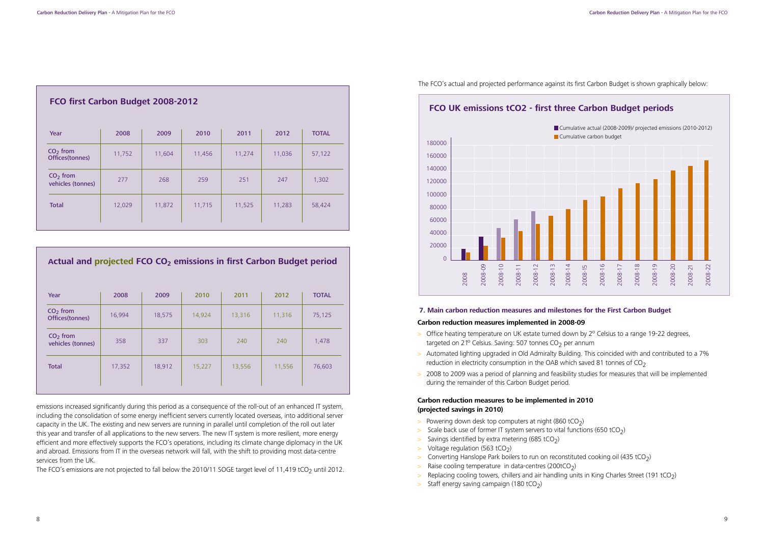## FCO first Carbon Budget 2008-2012

| Year | 2008 | 2009 | 2010 | 2011 | 2012 | TOTAL |
|---|---|---|---|---|---|---|
| $CO_2$ from Offices(tonnes) | 11,752 | 11,604 | 11,456 | 11,274 | 11,036 | 57,122 |
| $CO_2$ from vehicles (tonnes) | 277 | 268 | 259 | 251 | 247 | 1,302 |
| Total | 12,029 | 11,872 | 11,715 | 11,525 | 11,283 | 58,424 |

## Actual and projected FCO $CO_2$ emissions in first Carbon Budget period

| Year | 2008 | 2009 | 2010 | 2011 | 2012 | TOTAL |
|---|---|---|---|---|---|---|
| $CO_2$ from Offices(tonnes) | 16,994 | 18,575 | 14,924 | 13,316 | 11,316 | 75,125 |
| $CO_2$ from vehicles (tonnes) | 358 | 337 | 303 | 240 | 240 | 1,478 |
| Total | 17,352 | 18,912 | 15,227 | 13,556 | 11,556 | 76,603 |

emissions increased significantly during this period as a consequence of the roll-out of an enhanced IT system, including the consolidation of some energy inefficient servers currently located overseas, into additional server capacity in the UK. The existing and new servers are running in parallel until completion of the roll out later this year and transfer of all applications to the new servers. The new IT system is more resilient, more energy efficient and more effectively supports the FCO's operations, including its climate change diplomacy in the UK and abroad. Emissions from IT in the overseas network will fall, with the shift to providing most data-centre services from the UK.

The FCO's emissions are not projected to fall below the 2010/11 SOGE target level of 11,419 $tCO_2$ until 2012.

The FCO's actual and projected performance against its first Carbon Budget is shown graphically below:

## FCO UK emissions tCO2 - first three Carbon Budget periods

### 7. Main carbon reduction measures and milestones for the First Carbon Budget

**Carbon reduction measures implemented in 2008-09**

- Office heating temperature on UK estate turned down by 2° Celsius to a range 19-22 degrees, targeted on 21° Celsius. Saving: 507 tonnes $CO_2$ per annum
- Automated lighting upgraded in Old Admiralty Building. This coincided with and contributed to a 7% reduction in electricity consumption in the OAB which saved 81 tonnes of $CO_2$
- 2008 to 2009 was a period of planning and feasibility studies for measures that will be implemented during the remainder of this Carbon Budget period.

**Carbon reduction measures to be implemented in 2010 (projected savings in 2010)**

- Powering down desk top computers at night (860 $tCO_2$)
- Scale back use of former IT system servers to vital functions (650 $tCO_2$)
- Savings identified by extra metering (685 $tCO_2$)
- Voltage regulation (563 $tCO_2$)
- Converting Hanslope Park boilers to run on reconstituted cooking oil (435 $tCO_2$)
- Raise cooling temperature in data-centres (200$tCO_2$)
- Replacing cooling towers, chillers and air handling units in King Charles Street (191 $tCO_2$)
- Staff energy saving campaign (180 $tCO_2$)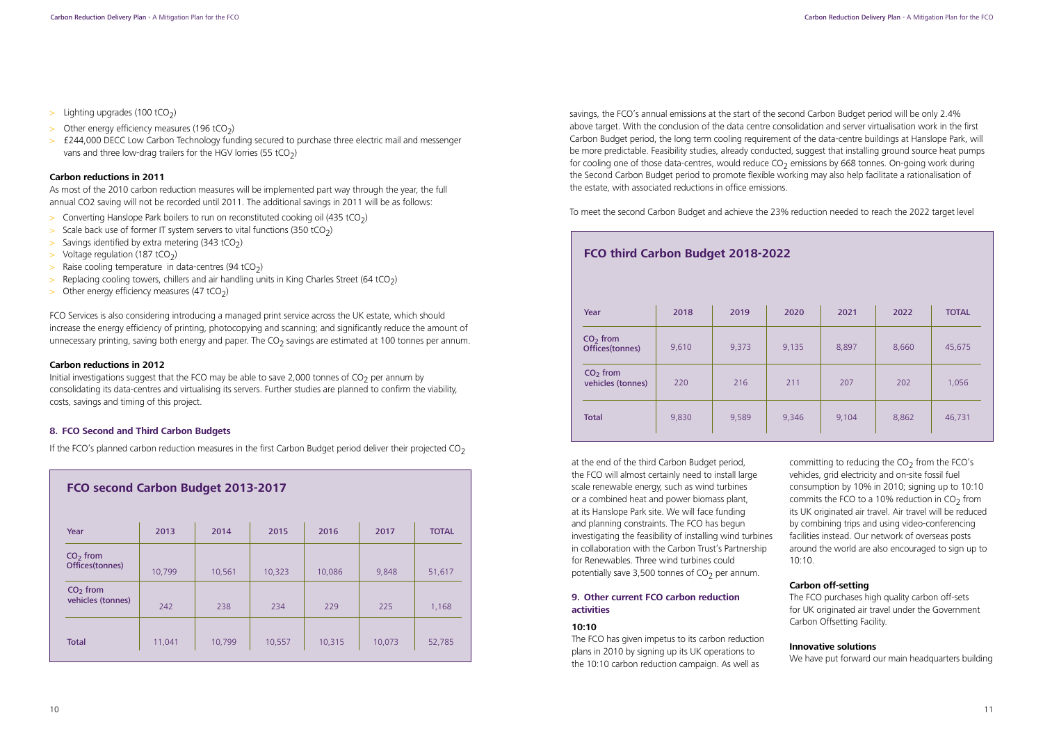- Lighting upgrades (100 $tCO_2$)
- Other energy efficiency measures (196 $tCO_2$)
- £244,000 DECC Low Carbon Technology funding secured to purchase three electric mail and messenger vans and three low-drag trailers for the HGV lorries (55 $tCO_2$)

**Carbon reductions in 2011**

As most of the 2010 carbon reduction measures will be implemented part way through the year, the full annual CO2 saving will not be recorded until 2011. The additional savings in 2011 will be as follows:

- Converting Hanslope Park boilers to run on reconstituted cooking oil (435 $tCO_2$)
- Scale back use of former IT system servers to vital functions (350 $tCO_2$)
- Savings identified by extra metering (343 $tCO_2$)
- Voltage regulation (187 $tCO_2$)
- Raise cooling temperature in data-centres (94 $tCO_2$)
- Replacing cooling towers, chillers and air handling units in King Charles Street (64 $tCO_2$)
- Other energy efficiency measures (47 $tCO_2$)

FCO Services is also considering introducing a managed print service across the UK estate, which should increase the energy efficiency of printing, photocopying and scanning; and significantly reduce the amount of unnecessary printing, saving both energy and paper. The $CO_2$ savings are estimated at 100 tonnes per annum.

**Carbon reductions in 2012**

Initial investigations suggest that the FCO may be able to save 2,000 tonnes of $CO_2$ per annum by consolidating its data-centres and virtualising its servers. Further studies are planned to confirm the viability, costs, savings and timing of this project.

### 8. FCO Second and Third Carbon Budgets

If the FCO's planned carbon reduction measures in the first Carbon Budget period deliver their projected $CO_2$ savings, the FCO's annual emissions at the start of the second Carbon Budget period will be only 2.4% above target. With the conclusion of the data centre consolidation and server virtualisation work in the first Carbon Budget period, the long term cooling requirement of the data-centre buildings at Hanslope Park, will be more predictable. Feasibility studies, already conducted, suggest that installing ground source heat pumps for cooling one of those data-centres, would reduce $CO_2$ emissions by 668 tonnes. On-going work during the Second Carbon Budget period to promote flexible working may also help facilitate a rationalisation of the estate, with associated reductions in office emissions.

**FCO second Carbon Budget 2013-2017**

| Year | 2013 | 2014 | 2015 | 2016 | 2017 | TOTAL |
|---|---|---|---|---|---|---|
| $CO_2$ from Offices(tonnes) | 10,799 | 10,561 | 10,323 | 10,086 | 9,848 | 51,617 |
| $CO_2$ from vehicles (tonnes) | 242 | 238 | 234 | 229 | 225 | 1,168 |
| Total | 11,041 | 10,799 | 10,557 | 10,315 | 10,073 | 52,785 |

To meet the second Carbon Budget and achieve the 23% reduction needed to reach the 2022 target level at the end of the third Carbon Budget period, the FCO will almost certainly need to install large scale renewable energy, such as wind turbines or a combined heat and power biomass plant, at its Hanslope Park site. We will face funding and planning constraints. The FCO has begun investigating the feasibility of installing wind turbines in collaboration with the Carbon Trust's Partnership for Renewables. Three wind turbines could potentially save 3,500 tonnes of $CO_2$ per annum.

**FCO third Carbon Budget 2018-2022**

| Year | 2018 | 2019 | 2020 | 2021 | 2022 | TOTAL |
|---|---|---|---|---|---|---|
| $CO_2$ from Offices(tonnes) | 9,610 | 9,373 | 9,135 | 8,897 | 8,660 | 45,675 |
| $CO_2$ from vehicles (tonnes) | 220 | 216 | 211 | 207 | 202 | 1,056 |
| Total | 9,830 | 9,589 | 9,346 | 9,104 | 8,862 | 46,731 |

### 9. Other current FCO carbon reduction activities

**10:10**

The FCO has given impetus to its carbon reduction plans in 2010 by signing up its UK operations to the 10:10 carbon reduction campaign. As well as committing to reducing the $CO_2$ from the FCO's vehicles, grid electricity and on-site fossil fuel consumption by 10% in 2010; signing up to 10:10 commits the FCO to a 10% reduction in $CO_2$ from its UK originated air travel. Air travel will be reduced by combining trips and using video-conferencing facilities instead. Our network of overseas posts around the world are also encouraged to sign up to 10:10.

**Carbon off-setting**

The FCO purchases high quality carbon off-sets for UK originated air travel under the Government Carbon Offsetting Facility.

**Innovative solutions**

We have put forward our main headquarters building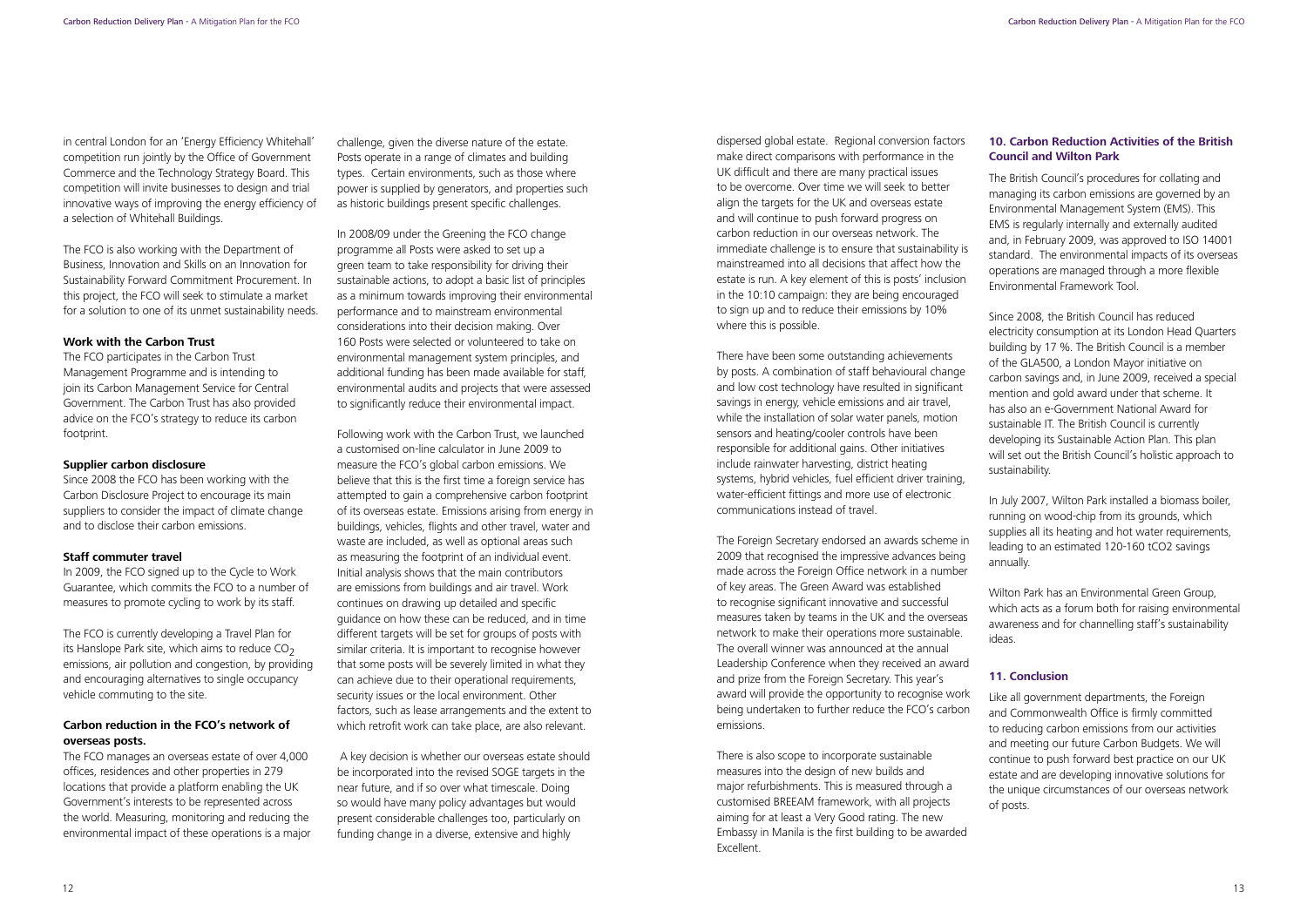in central London for an 'Energy Efficiency Whitehall' competition run jointly by the Office of Government Commerce and the Technology Strategy Board. This competition will invite businesses to design and trial innovative ways of improving the energy efficiency of a selection of Whitehall Buildings.

The FCO is also working with the Department of Business, Innovation and Skills on an Innovation for Sustainability Forward Commitment Procurement. In this project, the FCO will seek to stimulate a market for a solution to one of its unmet sustainability needs.

**Work with the Carbon Trust**

The FCO participates in the Carbon Trust Management Programme and is intending to join its Carbon Management Service for Central Government. The Carbon Trust has also provided advice on the FCO's strategy to reduce its carbon footprint.

**Supplier carbon disclosure**

Since 2008 the FCO has been working with the Carbon Disclosure Project to encourage its main suppliers to consider the impact of climate change and to disclose their carbon emissions.

**Staff commuter travel**

In 2009, the FCO signed up to the Cycle to Work Guarantee, which commits the FCO to a number of measures to promote cycling to work by its staff.

The FCO is currently developing a Travel Plan for its Hanslope Park site, which aims to reduce $CO_2$ emissions, air pollution and congestion, by providing and encouraging alternatives to single occupancy vehicle commuting to the site.

### Carbon reduction in the FCO's network of overseas posts.

The FCO manages an overseas estate of over 4,000 offices, residences and other properties in 279 locations that provide a platform enabling the UK Government's interests to be represented across the world. Measuring, monitoring and reducing the environmental impact of these operations is a major challenge, given the diverse nature of the estate. Posts operate in a range of climates and building types. Certain environments, such as those where power is supplied by generators, and properties such as historic buildings present specific challenges.

In 2008/09 under the Greening the FCO change programme all Posts were asked to set up a green team to take responsibility for driving their sustainable actions, to adopt a basic list of principles as a minimum towards improving their environmental performance and to mainstream environmental considerations into their decision making. Over 160 Posts were selected or volunteered to take on environmental management system principles, and additional funding has been made available for staff, environmental audits and projects that were assessed to significantly reduce their environmental impact.

Following work with the Carbon Trust, we launched a customised on-line calculator in June 2009 to measure the FCO's global carbon emissions. We believe that this is the first time a foreign service has attempted to gain a comprehensive carbon footprint of its overseas estate. Emissions arising from energy in buildings, vehicles, flights and other travel, water and waste are included, as well as optional areas such as measuring the footprint of an individual event. Initial analysis shows that the main contributors are emissions from buildings and air travel. Work continues on drawing up detailed and specific guidance on how these can be reduced, and in time different targets will be set for groups of posts with similar criteria. It is important to recognise however that some posts will be severely limited in what they can achieve due to their operational requirements, security issues or the local environment. Other factors, such as lease arrangements and the extent to which retrofit work can take place, are also relevant.

A key decision is whether our overseas estate should be incorporated into the revised SOGE targets in the near future, and if so over what timescale. Doing so would have many policy advantages but would present considerable challenges too, particularly on funding change in a diverse, extensive and highly dispersed global estate. Regional conversion factors make direct comparisons with performance in the UK difficult and there are many practical issues to be overcome. Over time we will seek to better align the targets for the UK and overseas estate and will continue to push forward progress on carbon reduction in our overseas network. The immediate challenge is to ensure that sustainability is mainstreamed into all decisions that affect how the estate is run. A key element of this is posts' inclusion in the 10:10 campaign: they are being encouraged to sign up and to reduce their emissions by 10% where this is possible.

There have been some outstanding achievements by posts. A combination of staff behavioural change and low cost technology have resulted in significant savings in energy, vehicle emissions and air travel, while the installation of solar water panels, motion sensors and heating/cooler controls have been responsible for additional gains. Other initiatives include rainwater harvesting, district heating systems, hybrid vehicles, fuel efficient driver training, water-efficient fittings and more use of electronic communications instead of travel.

The Foreign Secretary endorsed an awards scheme in 2009 that recognised the impressive advances being made across the Foreign Office network in a number of key areas. The Green Award was established to recognise significant innovative and successful measures taken by teams in the UK and the overseas network to make their operations more sustainable. The overall winner was announced at the annual Leadership Conference when they received an award and prize from the Foreign Secretary. This year's award will provide the opportunity to recognise work being undertaken to further reduce the FCO's carbon emissions.

There is also scope to incorporate sustainable measures into the design of new builds and major refurbishments. This is measured through a customised BREEAM framework, with all projects aiming for at least a Very Good rating. The new Embassy in Manila is the first building to be awarded Excellent.

## 10. Carbon Reduction Activities of the British Council and Wilton Park

The British Council's procedures for collating and managing its carbon emissions are governed by an Environmental Management System (EMS). This EMS is regularly internally and externally audited and, in February 2009, was approved to ISO 14001 standard. The environmental impacts of its overseas operations are managed through a more flexible Environmental Framework Tool.

Since 2008, the British Council has reduced electricity consumption at its London Head Quarters building by 17 %. The British Council is a member of the GLA500, a London Mayor initiative on carbon savings and, in June 2009, received a special mention and gold award under that scheme. It has also an e-Government National Award for sustainable IT. The British Council is currently developing its Sustainable Action Plan. This plan will set out the British Council's holistic approach to sustainability.

In July 2007, Wilton Park installed a biomass boiler, running on wood-chip from its grounds, which supplies all its heating and hot water requirements, leading to an estimated 120-160 tCO2 savings annually.

Wilton Park has an Environmental Green Group, which acts as a forum both for raising environmental awareness and for channelling staff's sustainability ideas.

## 11. Conclusion

Like all government departments, the Foreign and Commonwealth Office is firmly committed to reducing carbon emissions from our activities and meeting our future Carbon Budgets. We will continue to push forward best practice on our UK estate and are developing innovative solutions for the unique circumstances of our overseas network of posts.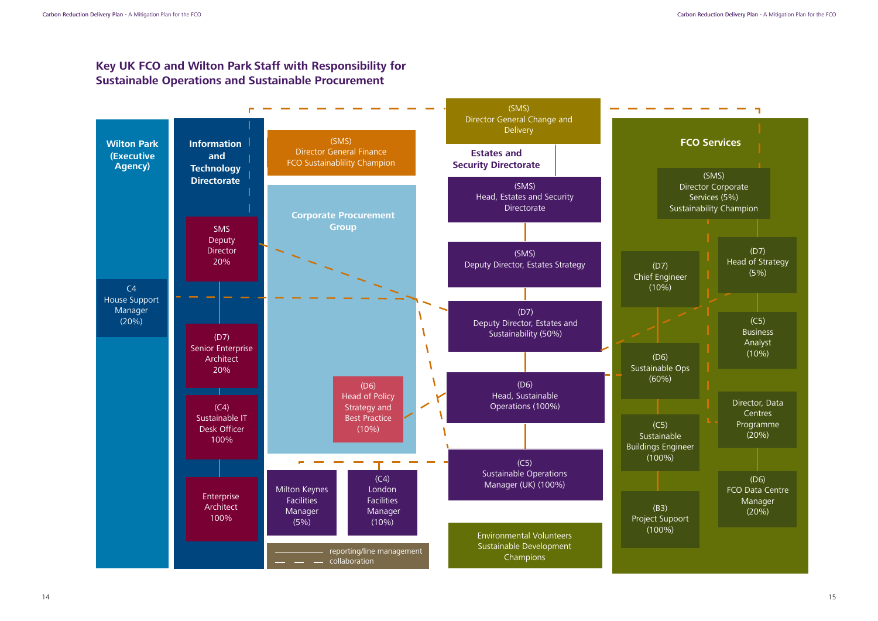## Key UK FCO and Wilton Park Staff with Responsibility for Sustainable Operations and Sustainable Procurement

**Wilton Park (Executive Agency)**

- C4 House Support Manager (20%)

**Information and Technology Directorate**

- SMS Deputy Director 20%
- (D7) Senior Enterprise Architect 20%
- (C4) Sustainable IT Desk Officer 100%
- Enterprise Architect 100%

(SMS) Director General Finance FCO Sustainablility Champion

**Corporate Procurement Group**

- (D6) Head of Policy Strategy and Best Practice (10%)

Milton Keynes Facilities Manager (5%)

(C4) London Facilities Manager (10%)

(SMS) Director General Change and Delivery

**Estates and Security Directorate**

- (SMS) Head, Estates and Security Directorate
- (SMS) Deputy Director, Estates Strategy
- (D7) Deputy Director, Estates and Sustainability (50%)
- (D6) Head, Sustainable Operations (100%)
- (C5) Sustainable Operations Manager (UK) (100%)

Environmental Volunteers Sustainable Development Champions

**FCO Services**

- (SMS) Director Corporate Services (5%) Sustainability Champion
- (D7) Chief Engineer (10%)
- (D6) Sustainable Ops (60%)
- (C5) Sustainable Buildings Engineer (100%)
- (B3) Project Supoort (100%)
- (D7) Head of Strategy (5%)
- (C5) Business Analyst (10%)
- Director, Data Centres Programme (20%)
- (D6) FCO Data Centre Manager (20%)

Key:
- ——— reporting/line management
- — — — collaboration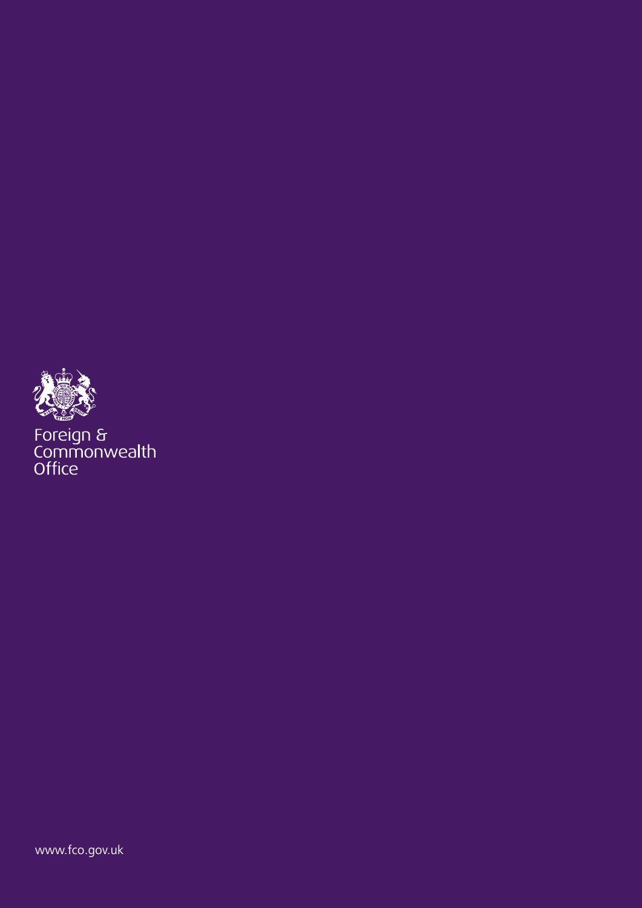Foreign &
Commonwealth
Office

www.fco.gov.uk